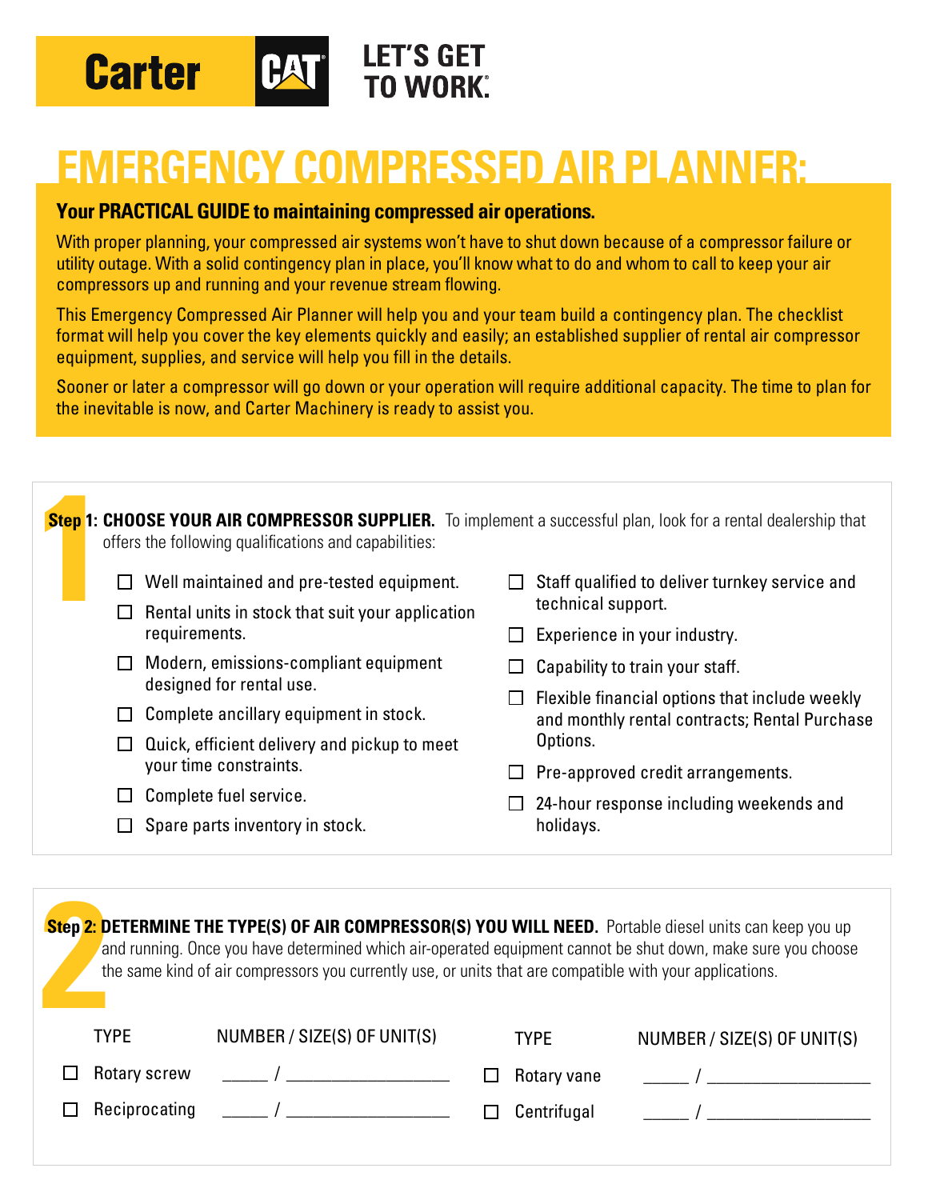Carter CAT LET'S GET TO WORK.

# EMERGENCY COMPRESSED AIR PLANNER:

**Your PRACTICAL GUIDE to maintaining compressed air operations.**

With proper planning, your compressed air systems won't have to shut down because of a compressor failure or utility outage. With a solid contingency plan in place, you'll know what to do and whom to call to keep your air compressors up and running and your revenue stream flowing.

This Emergency Compressed Air Planner will help you and your team build a contingency plan. The checklist format will help you cover the key elements quickly and easily; an established supplier of rental air compressor equipment, supplies, and service will help you fill in the details.

Sooner or later a compressor will go down or your operation will require additional capacity. The time to plan for the inevitable is now, and Carter Machinery is ready to assist you.

## Step 1: CHOOSE YOUR AIR COMPRESSOR SUPPLIER.

To implement a successful plan, look for a rental dealership that offers the following qualifications and capabilities:

- ☐ Well maintained and pre-tested equipment.
- ☐ Rental units in stock that suit your application requirements.
- ☐ Modern, emissions-compliant equipment designed for rental use.
- ☐ Complete ancillary equipment in stock.
- ☐ Quick, efficient delivery and pickup to meet your time constraints.
- ☐ Complete fuel service.
- ☐ Spare parts inventory in stock.
- ☐ Staff qualified to deliver turnkey service and technical support.
- ☐ Experience in your industry.
- ☐ Capability to train your staff.
- ☐ Flexible financial options that include weekly and monthly rental contracts; Rental Purchase Options.
- ☐ Pre-approved credit arrangements.
- ☐ 24-hour response including weekends and holidays.

## Step 2: DETERMINE THE TYPE(S) OF AIR COMPRESSOR(S) YOU WILL NEED.

Portable diesel units can keep you up and running. Once you have determined which air-operated equipment cannot be shut down, make sure you choose the same kind of air compressors you currently use, or units that are compatible with your applications.

| TYPE | NUMBER / SIZE(S) OF UNIT(S) | TYPE | NUMBER / SIZE(S) OF UNIT(S) |
|---|---|---|---|
| ☐ Rotary screw | _____ / _________________ | ☐ Rotary vane | _____ / _________________ |
| ☐ Reciprocating | _____ / _________________ | ☐ Centrifugal | _____ / _________________ |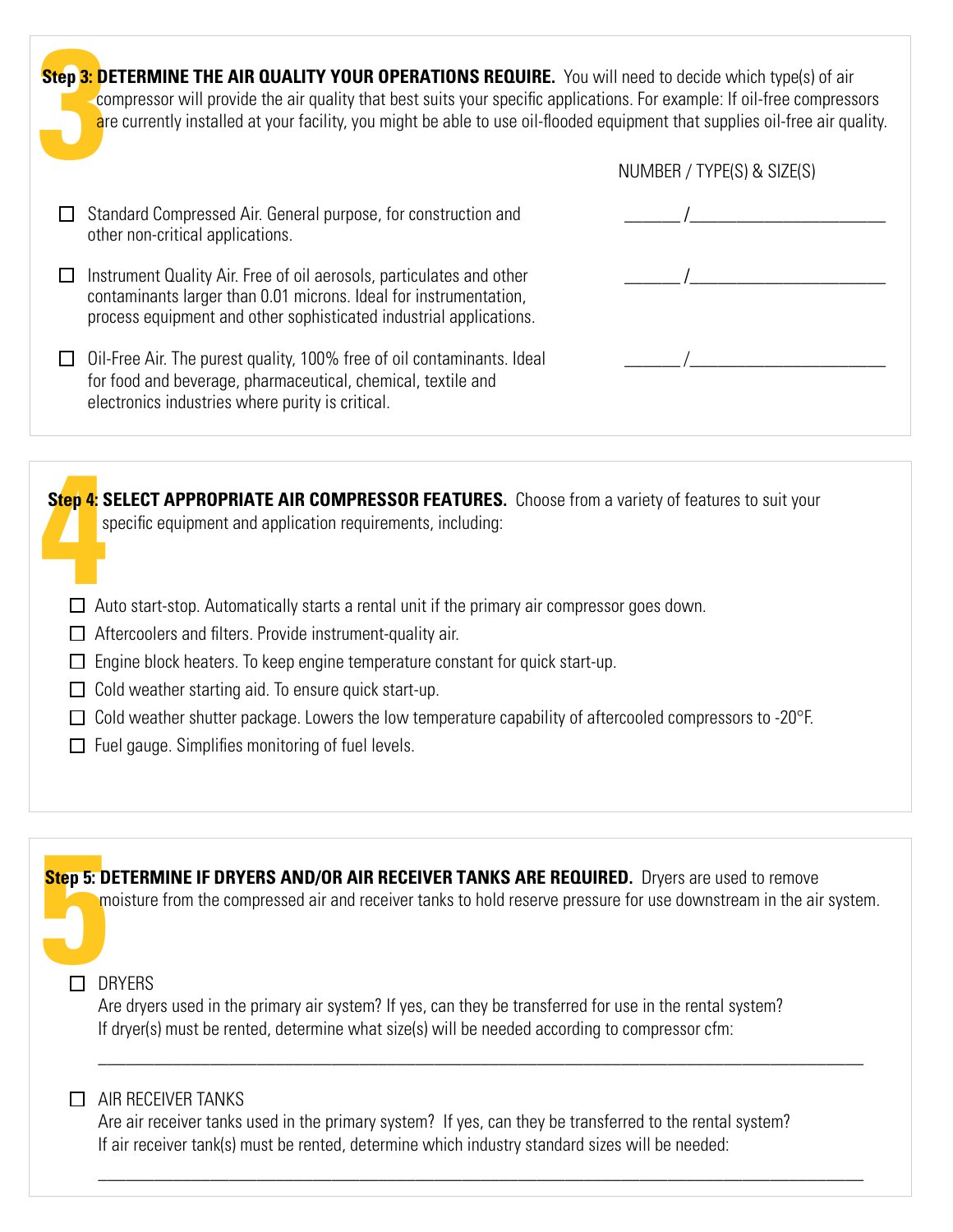**Step 3: DETERMINE THE AIR QUALITY YOUR OPERATIONS REQUIRE.** You will need to decide which type(s) of air compressor will provide the air quality that best suits your specific applications. For example: If oil-free compressors are currently installed at your facility, you might be able to use oil-flooded equipment that supplies oil-free air quality.

| | NUMBER / TYPE(S) & SIZE(S) |
|---|---|
| ☐ Standard Compressed Air. General purpose, for construction and other non-critical applications. | ______ /______________________ |
| ☐ Instrument Quality Air. Free of oil aerosols, particulates and other contaminants larger than 0.01 microns. Ideal for instrumentation, process equipment and other sophisticated industrial applications. | ______ /______________________ |
| ☐ Oil-Free Air. The purest quality, 100% free of oil contaminants. Ideal for food and beverage, pharmaceutical, chemical, textile and electronics industries where purity is critical. | ______ /______________________ |

**Step 4: SELECT APPROPRIATE AIR COMPRESSOR FEATURES.** Choose from a variety of features to suit your specific equipment and application requirements, including:

- ☐ Auto start-stop. Automatically starts a rental unit if the primary air compressor goes down.
- ☐ Aftercoolers and filters. Provide instrument-quality air.
- ☐ Engine block heaters. To keep engine temperature constant for quick start-up.
- ☐ Cold weather starting aid. To ensure quick start-up.
- ☐ Cold weather shutter package. Lowers the low temperature capability of aftercooled compressors to -20°F.
- ☐ Fuel gauge. Simplifies monitoring of fuel levels.

**Step 5: DETERMINE IF DRYERS AND/OR AIR RECEIVER TANKS ARE REQUIRED.** Dryers are used to remove moisture from the compressed air and receiver tanks to hold reserve pressure for use downstream in the air system.

☐ DRYERS

Are dryers used in the primary air system? If yes, can they be transferred for use in the rental system? If dryer(s) must be rented, determine what size(s) will be needed according to compressor cfm:

______________________________________________________________________________

☐ AIR RECEIVER TANKS

Are air receiver tanks used in the primary system? If yes, can they be transferred to the rental system? If air receiver tank(s) must be rented, determine which industry standard sizes will be needed:

______________________________________________________________________________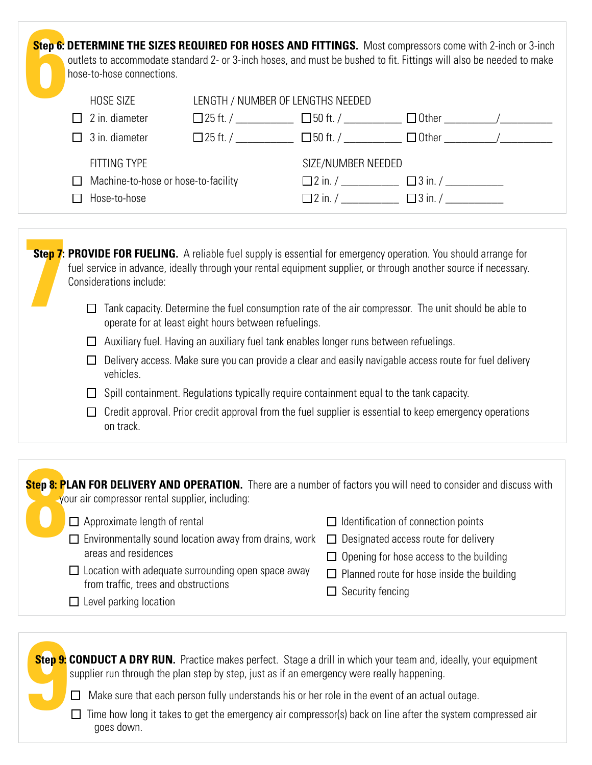## Step 6: DETERMINE THE SIZES REQUIRED FOR HOSES AND FITTINGS.

Most compressors come with 2-inch or 3-inch outlets to accommodate standard 2- or 3-inch hoses, and must be bushed to fit. Fittings will also be needed to make hose-to-hose connections.

| HOSE SIZE | LENGTH / NUMBER OF LENGTHS NEEDED | | |
|---|---|---|---|
| ☐ 2 in. diameter | ☐ 25 ft. / __________ | ☐ 50 ft. / __________ | ☐ Other _________/_________ |
| ☐ 3 in. diameter | ☐ 25 ft. / __________ | ☐ 50 ft. / __________ | ☐ Other _________/_________ |

| FITTING TYPE | SIZE/NUMBER NEEDED | |
|---|---|---|
| ☐ Machine-to-hose or hose-to-facility | ☐ 2 in. / __________ | ☐ 3 in. / __________ |
| ☐ Hose-to-hose | ☐ 2 in. / __________ | ☐ 3 in. / __________ |

## Step 7: PROVIDE FOR FUELING.

A reliable fuel supply is essential for emergency operation. You should arrange for fuel service in advance, ideally through your rental equipment supplier, or through another source if necessary. Considerations include:

- ☐ Tank capacity. Determine the fuel consumption rate of the air compressor. The unit should be able to operate for at least eight hours between refuelings.
- ☐ Auxiliary fuel. Having an auxiliary fuel tank enables longer runs between refuelings.
- ☐ Delivery access. Make sure you can provide a clear and easily navigable access route for fuel delivery vehicles.
- ☐ Spill containment. Regulations typically require containment equal to the tank capacity.
- ☐ Credit approval. Prior credit approval from the fuel supplier is essential to keep emergency operations on track.

## Step 8: PLAN FOR DELIVERY AND OPERATION.

There are a number of factors you will need to consider and discuss with your air compressor rental supplier, including:

- ☐ Approximate length of rental
- ☐ Environmentally sound location away from drains, work areas and residences
- ☐ Location with adequate surrounding open space away from traffic, trees and obstructions
- ☐ Level parking location
- ☐ Identification of connection points
- ☐ Designated access route for delivery
- ☐ Opening for hose access to the building
- ☐ Planned route for hose inside the building
- ☐ Security fencing

## Step 9: CONDUCT A DRY RUN.

Practice makes perfect. Stage a drill in which your team and, ideally, your equipment supplier run through the plan step by step, just as if an emergency were really happening.

- ☐ Make sure that each person fully understands his or her role in the event of an actual outage.
- ☐ Time how long it takes to get the emergency air compressor(s) back on line after the system compressed air goes down.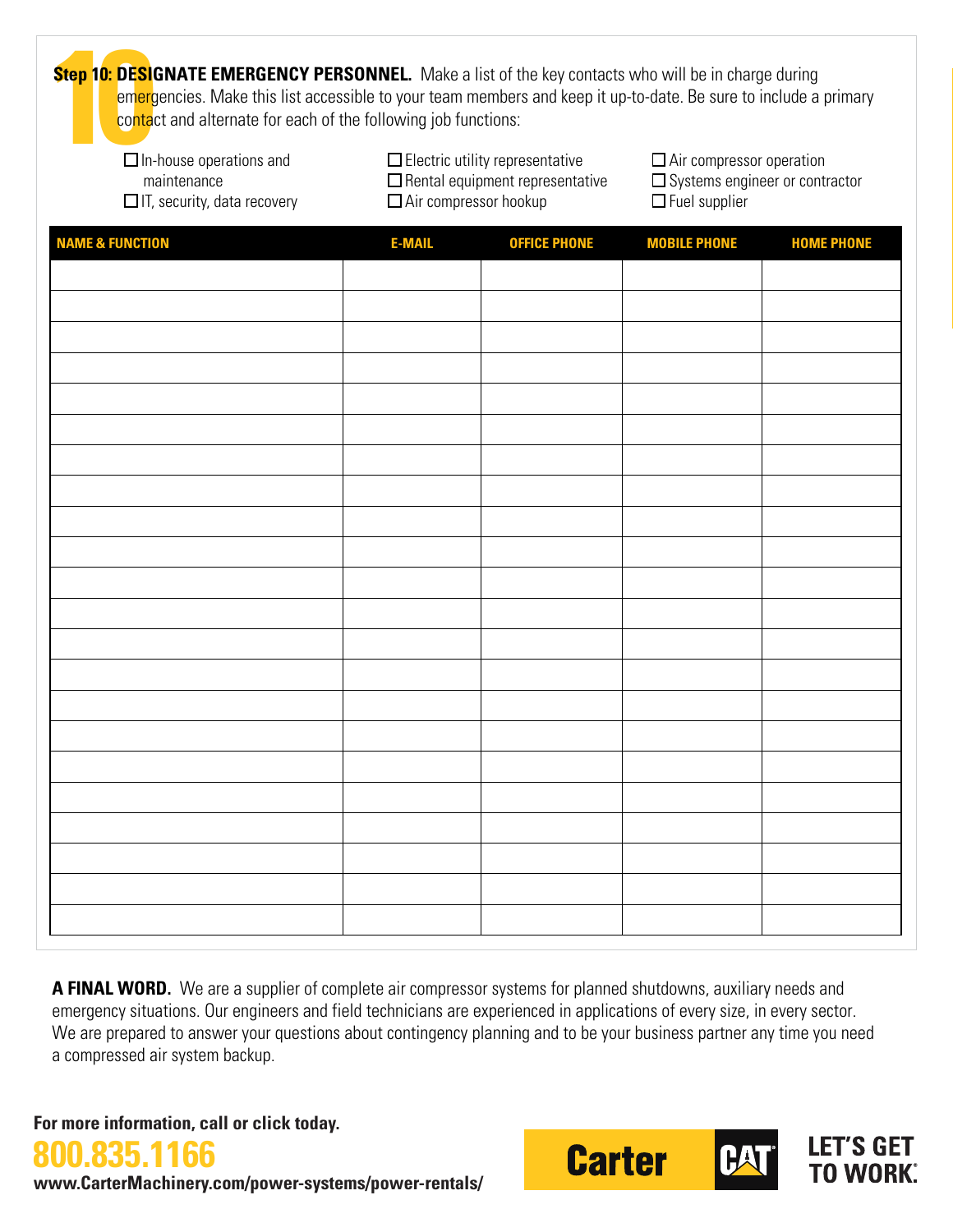**Step 10: DESIGNATE EMERGENCY PERSONNEL.** Make a list of the key contacts who will be in charge during emergencies. Make this list accessible to your team members and keep it up-to-date. Be sure to include a primary contact and alternate for each of the following job functions:

- ☐ In-house operations and maintenance
- ☐ IT, security, data recovery
- ☐ Electric utility representative
- ☐ Rental equipment representative
- ☐ Air compressor hookup
- ☐ Air compressor operation
- ☐ Systems engineer or contractor
- ☐ Fuel supplier

| NAME & FUNCTION | E-MAIL | OFFICE PHONE | MOBILE PHONE | HOME PHONE |
| --- | --- | --- | --- | --- |
| | | | | |
| | | | | |
| | | | | |
| | | | | |
| | | | | |
| | | | | |
| | | | | |
| | | | | |
| | | | | |
| | | | | |
| | | | | |
| | | | | |
| | | | | |
| | | | | |
| | | | | |
| | | | | |
| | | | | |
| | | | | |
| | | | | |
| | | | | |
| | | | | |
| | | | | |

**A FINAL WORD.** We are a supplier of complete air compressor systems for planned shutdowns, auxiliary needs and emergency situations. Our engineers and field technicians are experienced in applications of every size, in every sector. We are prepared to answer your questions about contingency planning and to be your business partner any time you need a compressed air system backup.

**For more information, call or click today.**

**800.835.1166**

**www.CarterMachinery.com/power-systems/power-rentals/**

Carter CAT

LET'S GET TO WORK.